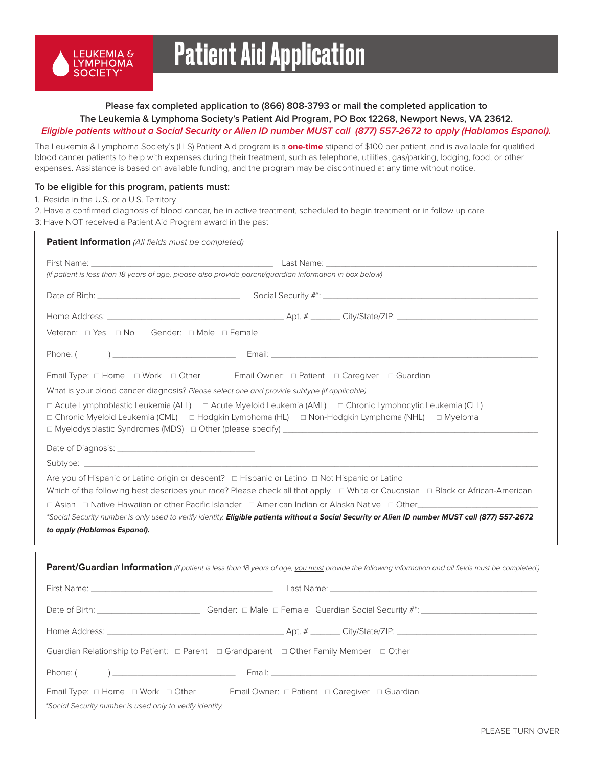LEUKEMIA & LYMPHOMA SOCIETY®

# Patient Aid Application

**Please fax completed application to (866) 808-3793 or mail the completed application to The Leukemia & Lymphoma Society's Patient Aid Program, PO Box 12268, Newport News, VA 23612.**

***Eligible patients without a Social Security or Alien ID number MUST call (877) 557-2672 to apply (Hablamos Espanol).***

The Leukemia & Lymphoma Society's (LLS) Patient Aid program is a **one-time** stipend of $100 per patient, and is available for qualified blood cancer patients to help with expenses during their treatment, such as telephone, utilities, gas/parking, lodging, food, or other expenses. Assistance is based on available funding, and the program may be discontinued at any time without notice.

**To be eligible for this program, patients must:**

1. Reside in the U.S. or a U.S. Territory
2. Have a confirmed diagnosis of blood cancer, be in active treatment, scheduled to begin treatment or in follow up care
3: Have NOT received a Patient Aid Program award in the past

## Patient Information *(All fields must be completed)*

First Name: ______________________ Last Name: ______________________
*(If patient is less than 18 years of age, please also provide parent/guardian information in box below)*

Date of Birth: ______________________ Social Security #*: ______________________

Home Address: ______________________ Apt. # ______ City/State/ZIP: ______________________

Veteran: ☐ Yes ☐ No Gender: ☐ Male ☐ Female

Phone: ( ) ______________________ Email: ______________________

Email Type: ☐ Home ☐ Work ☐ Other Email Owner: ☐ Patient ☐ Caregiver ☐ Guardian

What is your blood cancer diagnosis? *Please select one and provide subtype (if applicable)*

☐ Acute Lymphoblastic Leukemia (ALL) ☐ Acute Myeloid Leukemia (AML) ☐ Chronic Lymphocytic Leukemia (CLL)
☐ Chronic Myeloid Leukemia (CML) ☐ Hodgkin Lymphoma (HL) ☐ Non-Hodgkin Lymphoma (NHL) ☐ Myeloma
☐ Myelodysplastic Syndromes (MDS) ☐ Other (please specify) ______________________

Date of Diagnosis: ______________________

Subtype: ______________________

Are you of Hispanic or Latino origin or descent? ☐ Hispanic or Latino ☐ Not Hispanic or Latino

Which of the following best describes your race? Please check all that apply. ☐ White or Caucasian ☐ Black or African-American
☐ Asian ☐ Native Hawaiian or other Pacific Islander ☐ American Indian or Alaska Native ☐ Other______________________

**Social Security number is only used to verify identity.* ***Eligible patients without a Social Security or Alien ID number MUST call (877) 557-2672 to apply (Hablamos Espanol).***

## Parent/Guardian Information *(If patient is less than 18 years of age, you must provide the following information and all fields must be completed.)*

First Name: ______________________ Last Name: ______________________

Date of Birth: ______________________ Gender: ☐ Male ☐ Female Guardian Social Security #*: ______________________

Home Address: ______________________ Apt. # ______ City/State/ZIP: ______________________

Guardian Relationship to Patient: ☐ Parent ☐ Grandparent ☐ Other Family Member ☐ Other

Phone: ( ) ______________________ Email: ______________________

Email Type: ☐ Home ☐ Work ☐ Other Email Owner: ☐ Patient ☐ Caregiver ☐ Guardian

**Social Security number is used only to verify identity.*

PLEASE TURN OVER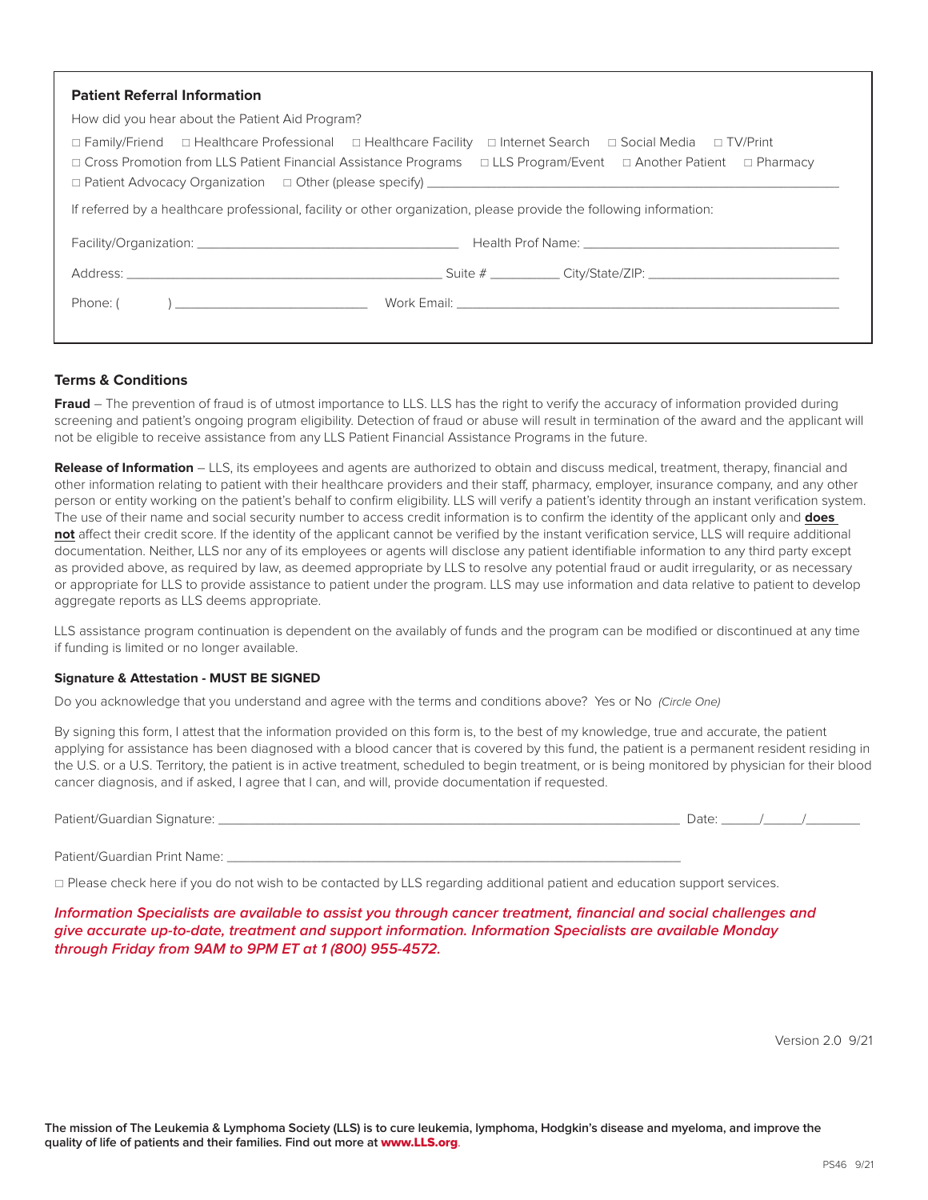**Patient Referral Information**

How did you hear about the Patient Aid Program?

□ Family/Friend □ Healthcare Professional □ Healthcare Facility □ Internet Search □ Social Media □ TV/Print
□ Cross Promotion from LLS Patient Financial Assistance Programs □ LLS Program/Event □ Another Patient □ Pharmacy
□ Patient Advocacy Organization □ Other (please specify) ____________________________________________

If referred by a healthcare professional, facility or other organization, please provide the following information:

Facility/Organization: ______________________________ Health Prof Name: ______________________________

Address: ____________________________________ Suite # __________ City/State/ZIP: ________________________

Phone: (        ) ______________________ Work Email: ______________________________________________

### Terms & Conditions

**Fraud** – The prevention of fraud is of utmost importance to LLS. LLS has the right to verify the accuracy of information provided during screening and patient's ongoing program eligibility. Detection of fraud or abuse will result in termination of the award and the applicant will not be eligible to receive assistance from any LLS Patient Financial Assistance Programs in the future.

**Release of Information** – LLS, its employees and agents are authorized to obtain and discuss medical, treatment, therapy, financial and other information relating to patient with their healthcare providers and their staff, pharmacy, employer, insurance company, and any other person or entity working on the patient's behalf to confirm eligibility. LLS will verify a patient's identity through an instant verification system. The use of their name and social security number to access credit information is to confirm the identity of the applicant only and **does not** affect their credit score. If the identity of the applicant cannot be verified by the instant verification service, LLS will require additional documentation. Neither, LLS nor any of its employees or agents will disclose any patient identifiable information to any third party except as provided above, as required by law, as deemed appropriate by LLS to resolve any potential fraud or audit irregularity, or as necessary or appropriate for LLS to provide assistance to patient under the program. LLS may use information and data relative to patient to develop aggregate reports as LLS deems appropriate.

LLS assistance program continuation is dependent on the availably of funds and the program can be modified or discontinued at any time if funding is limited or no longer available.

**Signature & Attestation - MUST BE SIGNED**

Do you acknowledge that you understand and agree with the terms and conditions above? Yes or No *(Circle One)*

By signing this form, I attest that the information provided on this form is, to the best of my knowledge, true and accurate, the patient applying for assistance has been diagnosed with a blood cancer that is covered by this fund, the patient is a permanent resident residing in the U.S. or a U.S. Territory, the patient is in active treatment, scheduled to begin treatment, or is being monitored by physician for their blood cancer diagnosis, and if asked, I agree that I can, and will, provide documentation if requested.

Patient/Guardian Signature: ______________________________________________ Date: _____/_____/________

Patient/Guardian Print Name: ______________________________________________

□ Please check here if you do not wish to be contacted by LLS regarding additional patient and education support services.

***Information Specialists are available to assist you through cancer treatment, financial and social challenges and give accurate up-to-date, treatment and support information. Information Specialists are available Monday through Friday from 9AM to 9PM ET at 1 (800) 955-4572.***

Version 2.0 9/21

**The mission of The Leukemia & Lymphoma Society (LLS) is to cure leukemia, lymphoma, Hodgkin's disease and myeloma, and improve the quality of life of patients and their families. Find out more at www.LLS.org.**

PS46 9/21